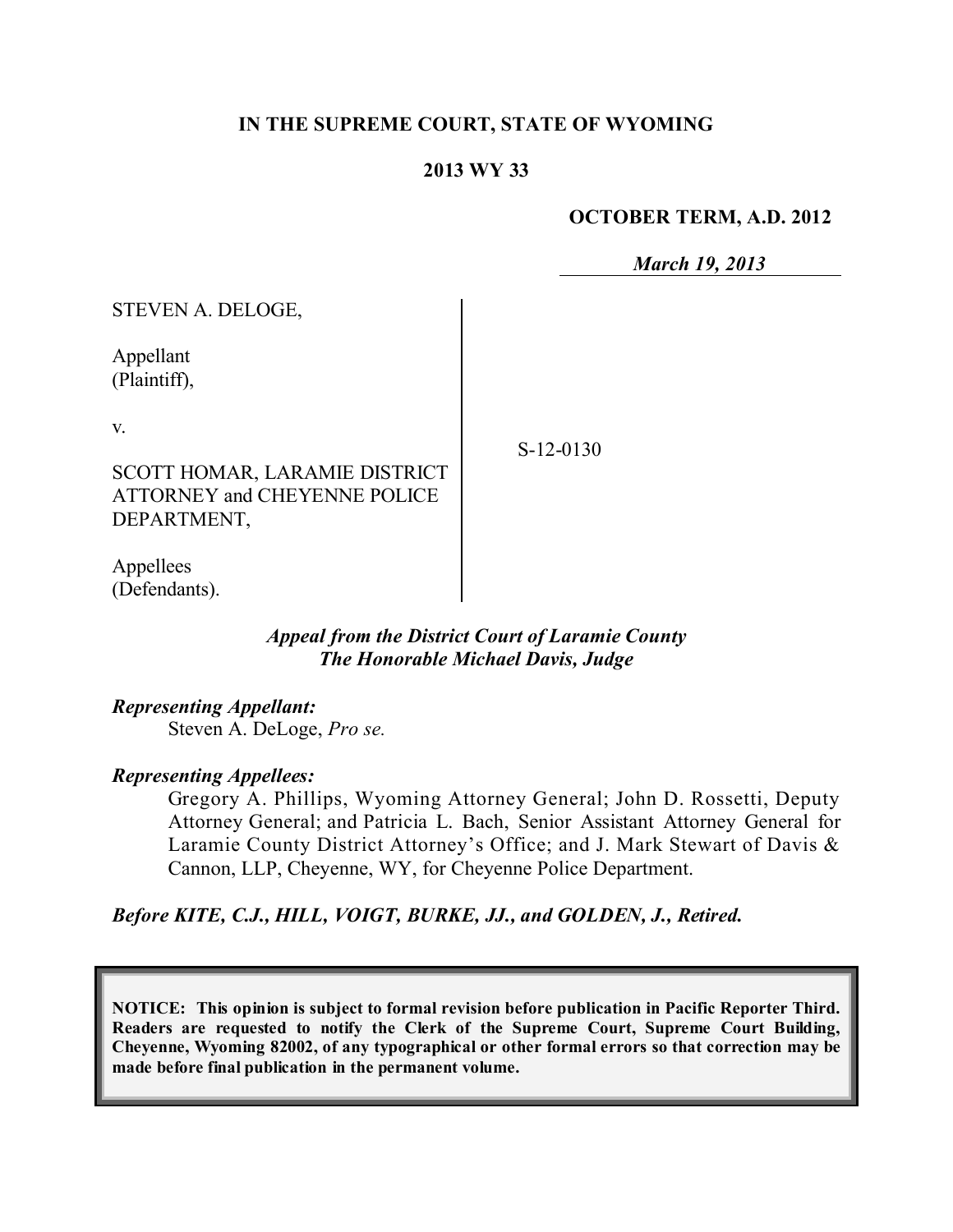**IN THE SUPREME COURT, STATE OF WYOMING**

**2013 WY 33**

**OCTOBER TERM, A.D. 2012**

***March 19, 2013***

STEVEN A. DELOGE,

Appellant
(Plaintiff),

v.

SCOTT HOMAR, LARAMIE DISTRICT ATTORNEY and CHEYENNE POLICE DEPARTMENT,

Appellees
(Defendants).

S-12-0130

***Appeal from the District Court of Laramie County***
***The Honorable Michael Davis, Judge***

***Representing Appellant:***

Steven A. DeLoge, *Pro se.*

***Representing Appellees:***

Gregory A. Phillips, Wyoming Attorney General; John D. Rossetti, Deputy Attorney General; and Patricia L. Bach, Senior Assistant Attorney General for Laramie County District Attorney's Office; and J. Mark Stewart of Davis & Cannon, LLP, Cheyenne, WY, for Cheyenne Police Department.

***Before KITE, C.J., HILL, VOIGT, BURKE, JJ., and GOLDEN, J., Retired.***

**NOTICE: This opinion is subject to formal revision before publication in Pacific Reporter Third. Readers are requested to notify the Clerk of the Supreme Court, Supreme Court Building, Cheyenne, Wyoming 82002, of any typographical or other formal errors so that correction may be made before final publication in the permanent volume.**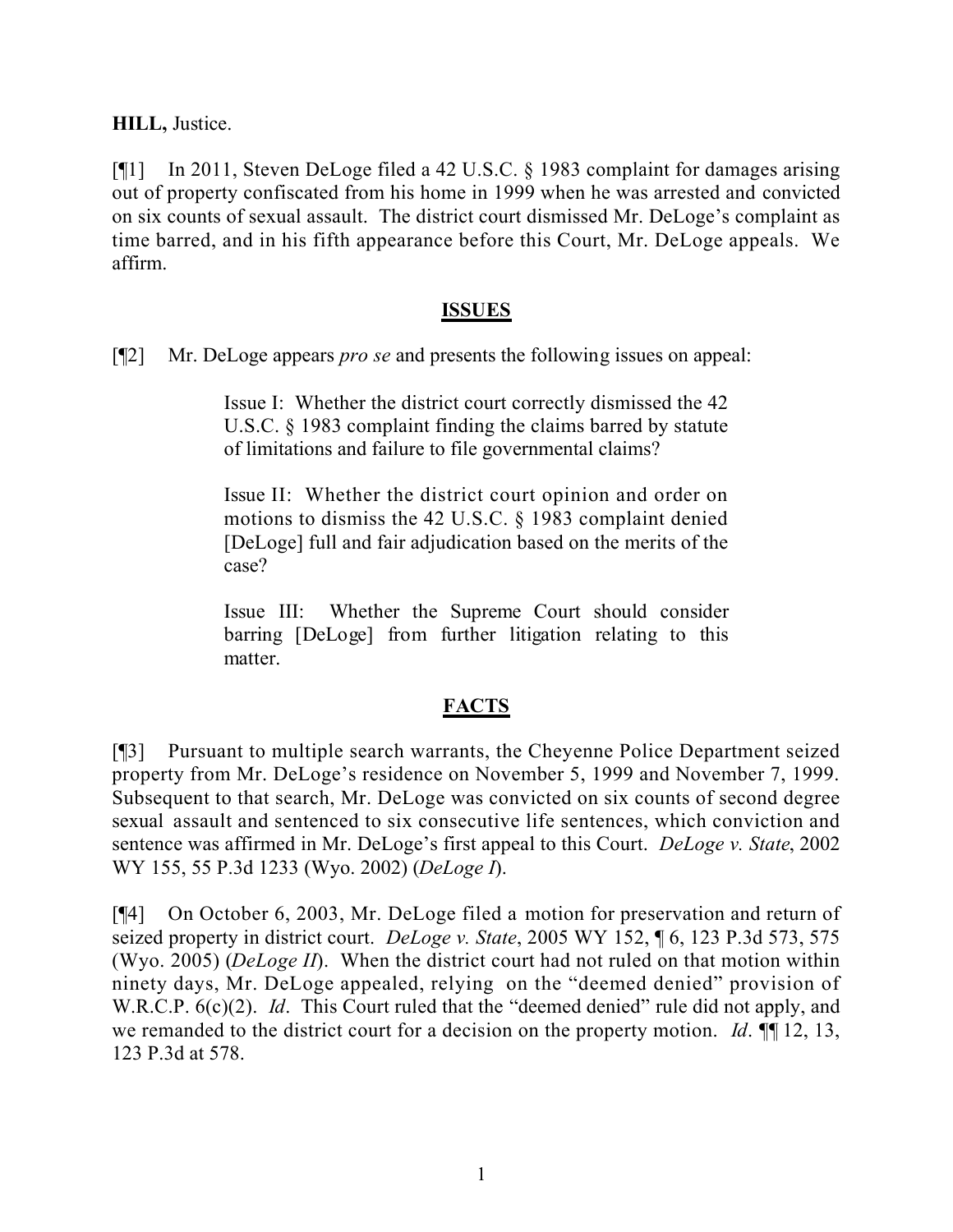**HILL,** Justice.

[¶1] In 2011, Steven DeLoge filed a 42 U.S.C. § 1983 complaint for damages arising out of property confiscated from his home in 1999 when he was arrested and convicted on six counts of sexual assault. The district court dismissed Mr. DeLoge's complaint as time barred, and in his fifth appearance before this Court, Mr. DeLoge appeals. We affirm.

## ISSUES

[¶2] Mr. DeLoge appears *pro se* and presents the following issues on appeal:

> Issue I: Whether the district court correctly dismissed the 42 U.S.C. § 1983 complaint finding the claims barred by statute of limitations and failure to file governmental claims?
>
> Issue II: Whether the district court opinion and order on motions to dismiss the 42 U.S.C. § 1983 complaint denied [DeLoge] full and fair adjudication based on the merits of the case?
>
> Issue III: Whether the Supreme Court should consider barring [DeLoge] from further litigation relating to this matter.

## FACTS

[¶3] Pursuant to multiple search warrants, the Cheyenne Police Department seized property from Mr. DeLoge's residence on November 5, 1999 and November 7, 1999. Subsequent to that search, Mr. DeLoge was convicted on six counts of second degree sexual assault and sentenced to six consecutive life sentences, which conviction and sentence was affirmed in Mr. DeLoge's first appeal to this Court. *DeLoge v. State*, 2002 WY 155, 55 P.3d 1233 (Wyo. 2002) (*DeLoge I*).

[¶4] On October 6, 2003, Mr. DeLoge filed a motion for preservation and return of seized property in district court. *DeLoge v. State*, 2005 WY 152, ¶ 6, 123 P.3d 573, 575 (Wyo. 2005) (*DeLoge II*). When the district court had not ruled on that motion within ninety days, Mr. DeLoge appealed, relying on the "deemed denied" provision of W.R.C.P. 6(c)(2). *Id*. This Court ruled that the "deemed denied" rule did not apply, and we remanded to the district court for a decision on the property motion. *Id*. ¶¶ 12, 13, 123 P.3d at 578.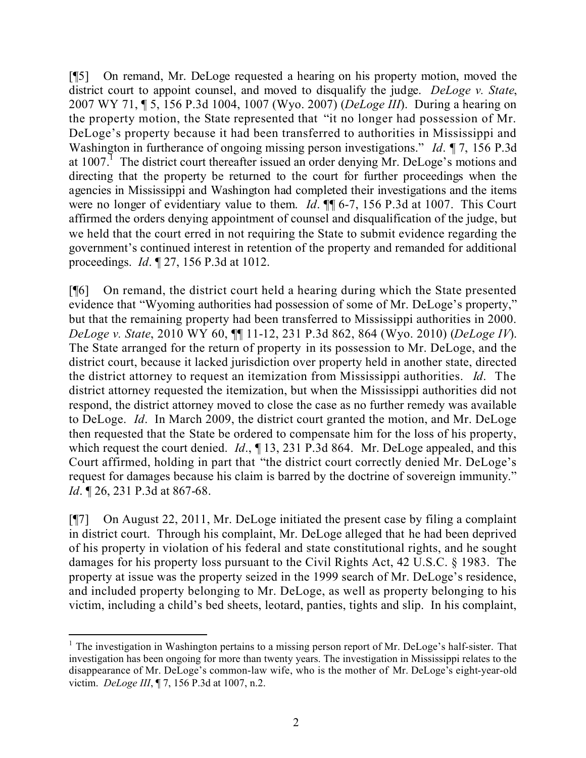[¶5] On remand, Mr. DeLoge requested a hearing on his property motion, moved the district court to appoint counsel, and moved to disqualify the judge. *DeLoge v. State*, 2007 WY 71, ¶ 5, 156 P.3d 1004, 1007 (Wyo. 2007) (*DeLoge III*). During a hearing on the property motion, the State represented that "it no longer had possession of Mr. DeLoge's property because it had been transferred to authorities in Mississippi and Washington in furtherance of ongoing missing person investigations." *Id*. ¶ 7, 156 P.3d at 1007.[1] The district court thereafter issued an order denying Mr. DeLoge's motions and directing that the property be returned to the court for further proceedings when the agencies in Mississippi and Washington had completed their investigations and the items were no longer of evidentiary value to them. *Id*. ¶¶ 6-7, 156 P.3d at 1007. This Court affirmed the orders denying appointment of counsel and disqualification of the judge, but we held that the court erred in not requiring the State to submit evidence regarding the government's continued interest in retention of the property and remanded for additional proceedings. *Id*. ¶ 27, 156 P.3d at 1012.

[¶6] On remand, the district court held a hearing during which the State presented evidence that "Wyoming authorities had possession of some of Mr. DeLoge's property," but that the remaining property had been transferred to Mississippi authorities in 2000. *DeLoge v. State*, 2010 WY 60, ¶¶ 11-12, 231 P.3d 862, 864 (Wyo. 2010) (*DeLoge IV*). The State arranged for the return of property in its possession to Mr. DeLoge, and the district court, because it lacked jurisdiction over property held in another state, directed the district attorney to request an itemization from Mississippi authorities. *Id*. The district attorney requested the itemization, but when the Mississippi authorities did not respond, the district attorney moved to close the case as no further remedy was available to DeLoge. *Id*. In March 2009, the district court granted the motion, and Mr. DeLoge then requested that the State be ordered to compensate him for the loss of his property, which request the court denied. *Id*., ¶ 13, 231 P.3d 864. Mr. DeLoge appealed, and this Court affirmed, holding in part that "the district court correctly denied Mr. DeLoge's request for damages because his claim is barred by the doctrine of sovereign immunity." *Id*. ¶ 26, 231 P.3d at 867-68.

[¶7] On August 22, 2011, Mr. DeLoge initiated the present case by filing a complaint in district court. Through his complaint, Mr. DeLoge alleged that he had been deprived of his property in violation of his federal and state constitutional rights, and he sought damages for his property loss pursuant to the Civil Rights Act, 42 U.S.C. § 1983. The property at issue was the property seized in the 1999 search of Mr. DeLoge's residence, and included property belonging to Mr. DeLoge, as well as property belonging to his victim, including a child's bed sheets, leotard, panties, tights and slip. In his complaint,

---

[1] The investigation in Washington pertains to a missing person report of Mr. DeLoge's half-sister. That investigation has been ongoing for more than twenty years. The investigation in Mississippi relates to the disappearance of Mr. DeLoge's common-law wife, who is the mother of Mr. DeLoge's eight-year-old victim. *DeLoge III*, ¶ 7, 156 P.3d at 1007, n.2.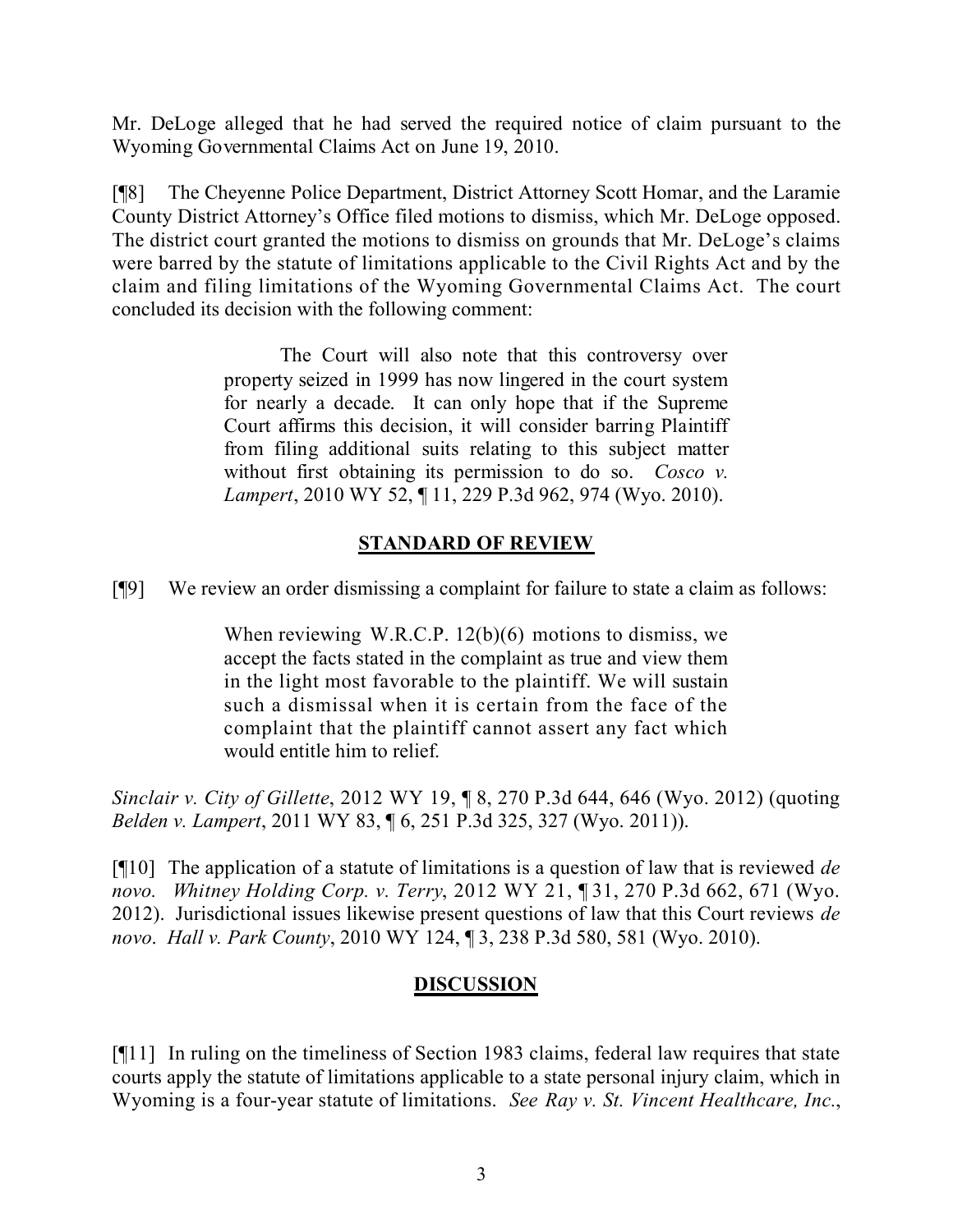Mr. DeLoge alleged that he had served the required notice of claim pursuant to the Wyoming Governmental Claims Act on June 19, 2010.

[¶8] The Cheyenne Police Department, District Attorney Scott Homar, and the Laramie County District Attorney's Office filed motions to dismiss, which Mr. DeLoge opposed. The district court granted the motions to dismiss on grounds that Mr. DeLoge's claims were barred by the statute of limitations applicable to the Civil Rights Act and by the claim and filing limitations of the Wyoming Governmental Claims Act. The court concluded its decision with the following comment:

> The Court will also note that this controversy over property seized in 1999 has now lingered in the court system for nearly a decade. It can only hope that if the Supreme Court affirms this decision, it will consider barring Plaintiff from filing additional suits relating to this subject matter without first obtaining its permission to do so. *Cosco v. Lampert*, 2010 WY 52, ¶ 11, 229 P.3d 962, 974 (Wyo. 2010).

## STANDARD OF REVIEW

[¶9] We review an order dismissing a complaint for failure to state a claim as follows:

> When reviewing W.R.C.P. 12(b)(6) motions to dismiss, we accept the facts stated in the complaint as true and view them in the light most favorable to the plaintiff. We will sustain such a dismissal when it is certain from the face of the complaint that the plaintiff cannot assert any fact which would entitle him to relief.

*Sinclair v. City of Gillette*, 2012 WY 19, ¶ 8, 270 P.3d 644, 646 (Wyo. 2012) (quoting *Belden v. Lampert*, 2011 WY 83, ¶ 6, 251 P.3d 325, 327 (Wyo. 2011)).

[¶10] The application of a statute of limitations is a question of law that is reviewed *de novo*. *Whitney Holding Corp. v. Terry*, 2012 WY 21, ¶ 31, 270 P.3d 662, 671 (Wyo. 2012). Jurisdictional issues likewise present questions of law that this Court reviews *de novo*. *Hall v. Park County*, 2010 WY 124, ¶ 3, 238 P.3d 580, 581 (Wyo. 2010).

## DISCUSSION

[¶11] In ruling on the timeliness of Section 1983 claims, federal law requires that state courts apply the statute of limitations applicable to a state personal injury claim, which in Wyoming is a four-year statute of limitations. *See Ray v. St. Vincent Healthcare, Inc.*,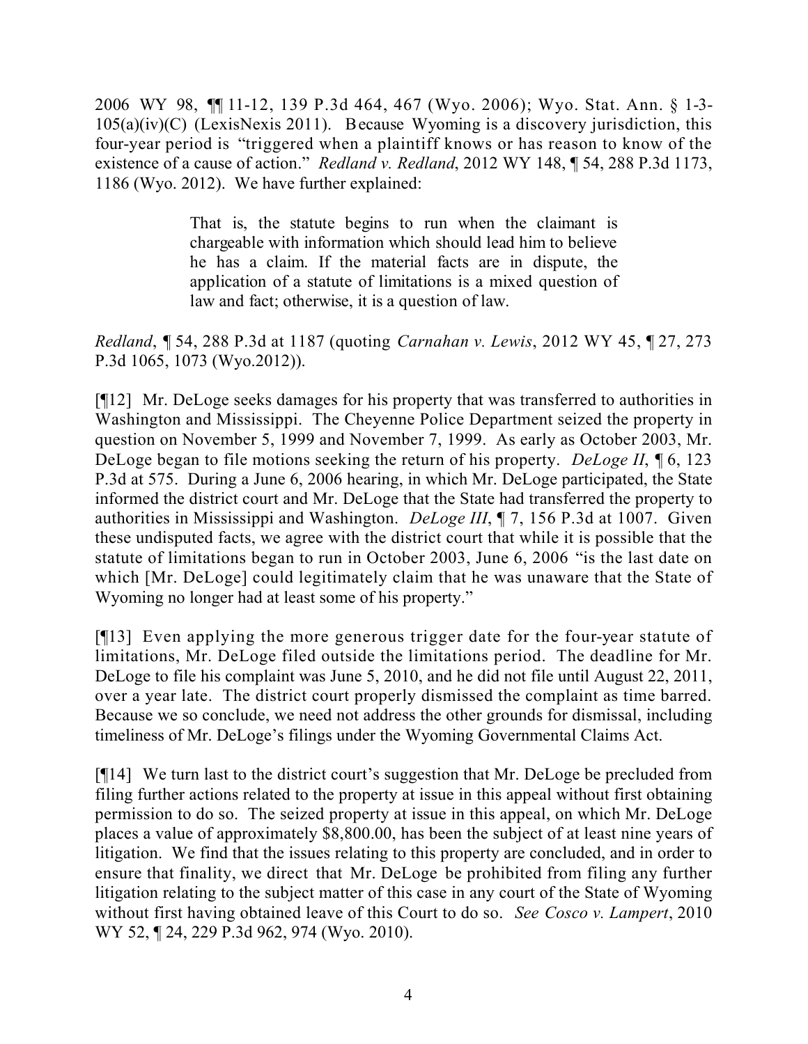2006 WY 98, ¶¶ 11-12, 139 P.3d 464, 467 (Wyo. 2006); Wyo. Stat. Ann. § 1-3-105(a)(iv)(C) (LexisNexis 2011). Because Wyoming is a discovery jurisdiction, this four-year period is "triggered when a plaintiff knows or has reason to know of the existence of a cause of action." *Redland v. Redland*, 2012 WY 148, ¶ 54, 288 P.3d 1173, 1186 (Wyo. 2012). We have further explained:

> That is, the statute begins to run when the claimant is chargeable with information which should lead him to believe he has a claim. If the material facts are in dispute, the application of a statute of limitations is a mixed question of law and fact; otherwise, it is a question of law.

*Redland*, ¶ 54, 288 P.3d at 1187 (quoting *Carnahan v. Lewis*, 2012 WY 45, ¶ 27, 273 P.3d 1065, 1073 (Wyo.2012)).

[¶12] Mr. DeLoge seeks damages for his property that was transferred to authorities in Washington and Mississippi. The Cheyenne Police Department seized the property in question on November 5, 1999 and November 7, 1999. As early as October 2003, Mr. DeLoge began to file motions seeking the return of his property. *DeLoge II*, ¶ 6, 123 P.3d at 575. During a June 6, 2006 hearing, in which Mr. DeLoge participated, the State informed the district court and Mr. DeLoge that the State had transferred the property to authorities in Mississippi and Washington. *DeLoge III*, ¶ 7, 156 P.3d at 1007. Given these undisputed facts, we agree with the district court that while it is possible that the statute of limitations began to run in October 2003, June 6, 2006 "is the last date on which [Mr. DeLoge] could legitimately claim that he was unaware that the State of Wyoming no longer had at least some of his property."

[¶13] Even applying the more generous trigger date for the four-year statute of limitations, Mr. DeLoge filed outside the limitations period. The deadline for Mr. DeLoge to file his complaint was June 5, 2010, and he did not file until August 22, 2011, over a year late. The district court properly dismissed the complaint as time barred. Because we so conclude, we need not address the other grounds for dismissal, including timeliness of Mr. DeLoge's filings under the Wyoming Governmental Claims Act.

[¶14] We turn last to the district court's suggestion that Mr. DeLoge be precluded from filing further actions related to the property at issue in this appeal without first obtaining permission to do so. The seized property at issue in this appeal, on which Mr. DeLoge places a value of approximately $8,800.00, has been the subject of at least nine years of litigation. We find that the issues relating to this property are concluded, and in order to ensure that finality, we direct that Mr. DeLoge be prohibited from filing any further litigation relating to the subject matter of this case in any court of the State of Wyoming without first having obtained leave of this Court to do so. *See Cosco v. Lampert*, 2010 WY 52, ¶ 24, 229 P.3d 962, 974 (Wyo. 2010).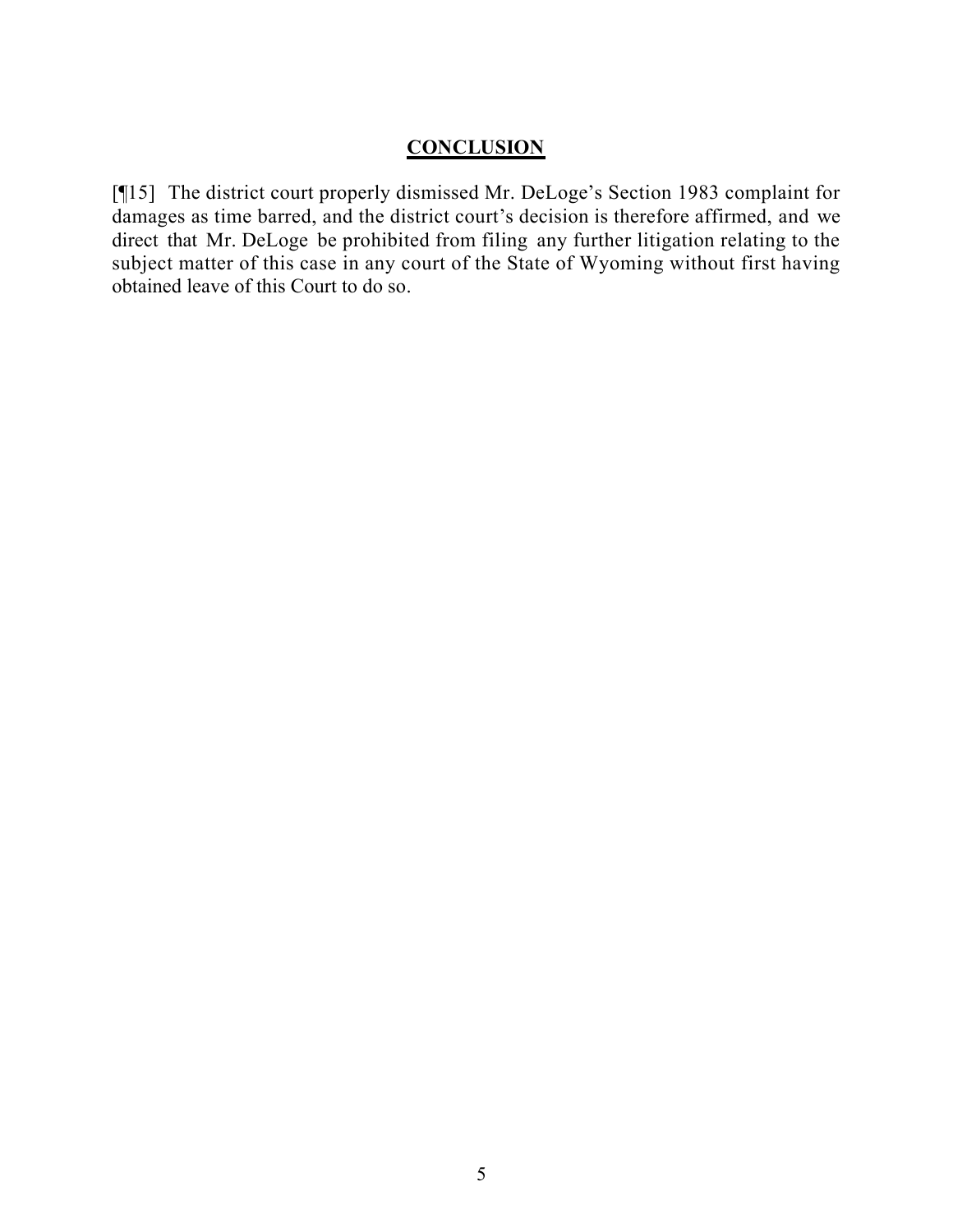## CONCLUSION

[¶15] The district court properly dismissed Mr. DeLoge's Section 1983 complaint for damages as time barred, and the district court's decision is therefore affirmed, and we direct that Mr. DeLoge be prohibited from filing any further litigation relating to the subject matter of this case in any court of the State of Wyoming without first having obtained leave of this Court to do so.